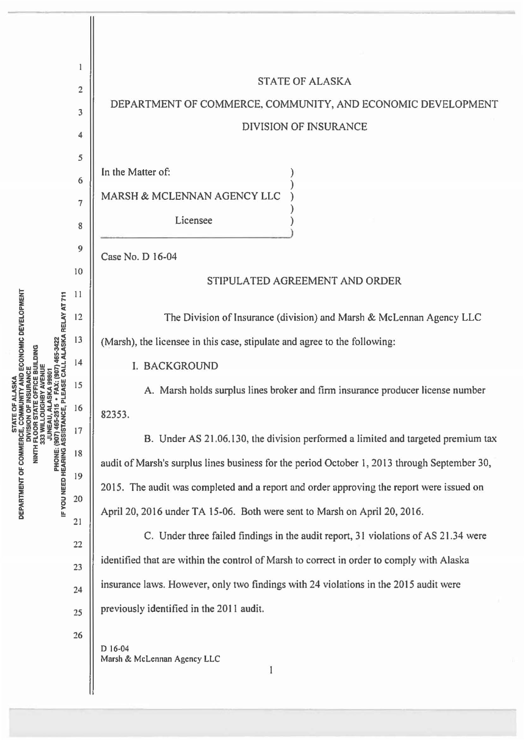# STATE OF ALASKA

## DEPARTMENT OF COMMERCE, COMMUNITY, AND ECONOMIC DEVELOPMENT

## DIVISION OF INSURANCE

In the Matter of:

MARSH & MCLENNAN AGENCY LLC

Licensee

Case No. D 16-04

### STIPULATED AGREEMENT AND ORDER

The Division of Insurance (division) and Marsh & McLennan Agency LLC (Marsh), the licensee in this case, stipulate and agree to the following:

I. BACKGROUND

A. Marsh holds surplus lines broker and firm insurance producer license number 82353.

B. Under AS 21.06.130, the division performed a limited and targeted premium tax audit of Marsh's surplus lines business for the period October 1, 2013 through September 30, 2015. The audit was completed and a report and order approving the report were issued on April 20, 2016 under TA 15-06. Both were sent to Marsh on April 20, 2016.

C. Under three failed findings in the audit report, 31 violations of AS 21.34 were identified that are within the control of Marsh to correct in order to comply with Alaska insurance laws. However, only two findings with 24 violations in the 2015 audit were previously identified in the 2011 audit.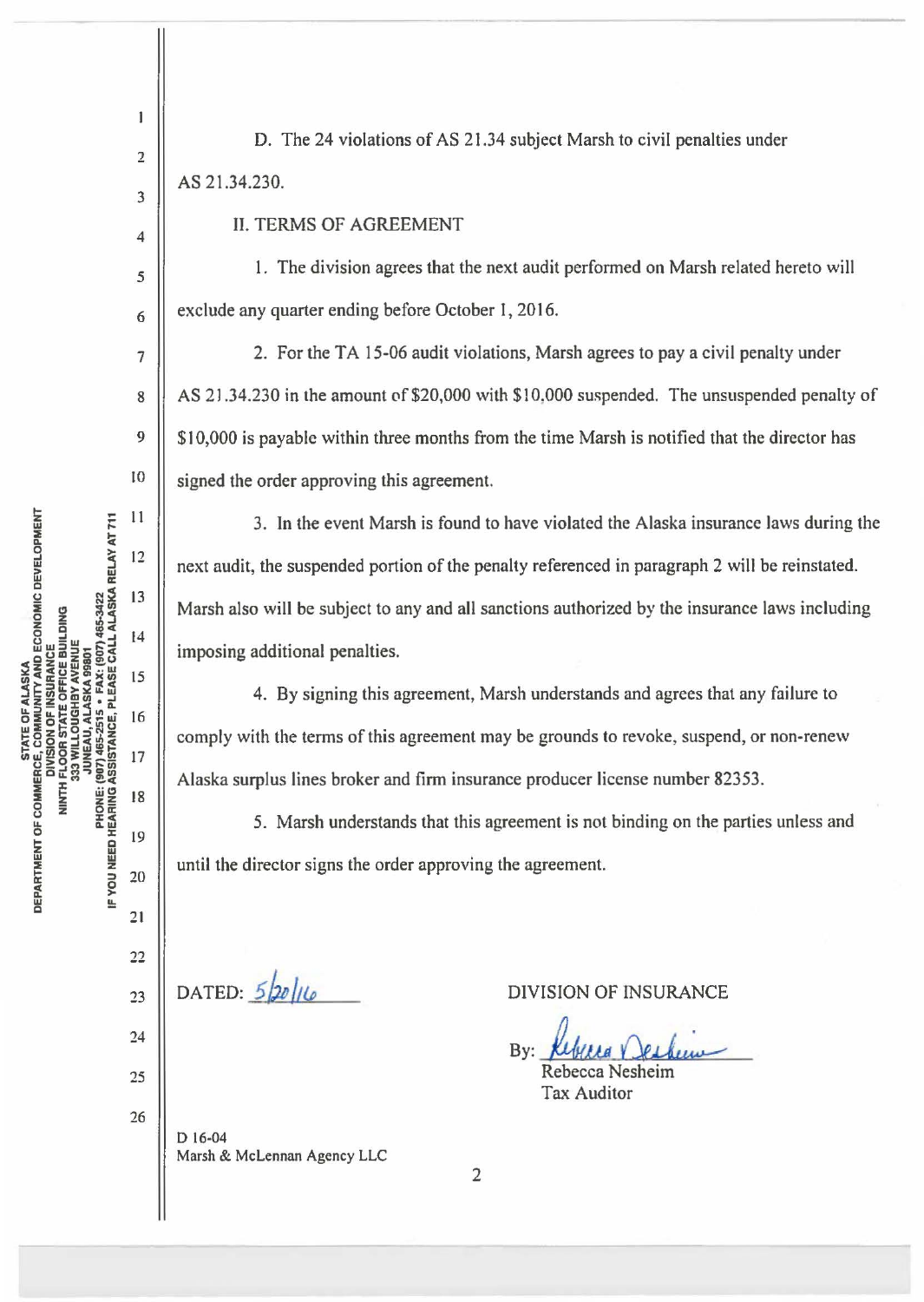D. The 24 violations of AS 21.34 subject Marsh to civil penalties under AS 21.34.230.

## II. TERMS OF AGREEMENT

1. The division agrees that the next audit performed on Marsh related hereto will exclude any quarter ending before October 1, 2016.

2. For the TA 15-06 audit violations, Marsh agrees to pay a civil penalty under AS 21.34.230 in the amount of $20,000 with $10,000 suspended. The unsuspended penalty of $10,000 is payable within three months from the time Marsh is notified that the director has signed the order approving this agreement.

3. In the event Marsh is found to have violated the Alaska insurance laws during the next audit, the suspended portion of the penalty referenced in paragraph 2 will be reinstated. Marsh also will be subject to any and all sanctions authorized by the insurance laws including imposing additional penalties.

4. By signing this agreement, Marsh understands and agrees that any failure to comply with the terms of this agreement may be grounds to revoke, suspend, or non-renew Alaska surplus lines broker and firm insurance producer license number 82353.

5. Marsh understands that this agreement is not binding on the parties unless and until the director signs the order approving the agreement.

DATED: 5/20/16

DIVISION OF INSURANCE

By: Rebecca Nesheim
Rebecca Nesheim
Tax Auditor

D 16-04
Marsh & McLennan Agency LLC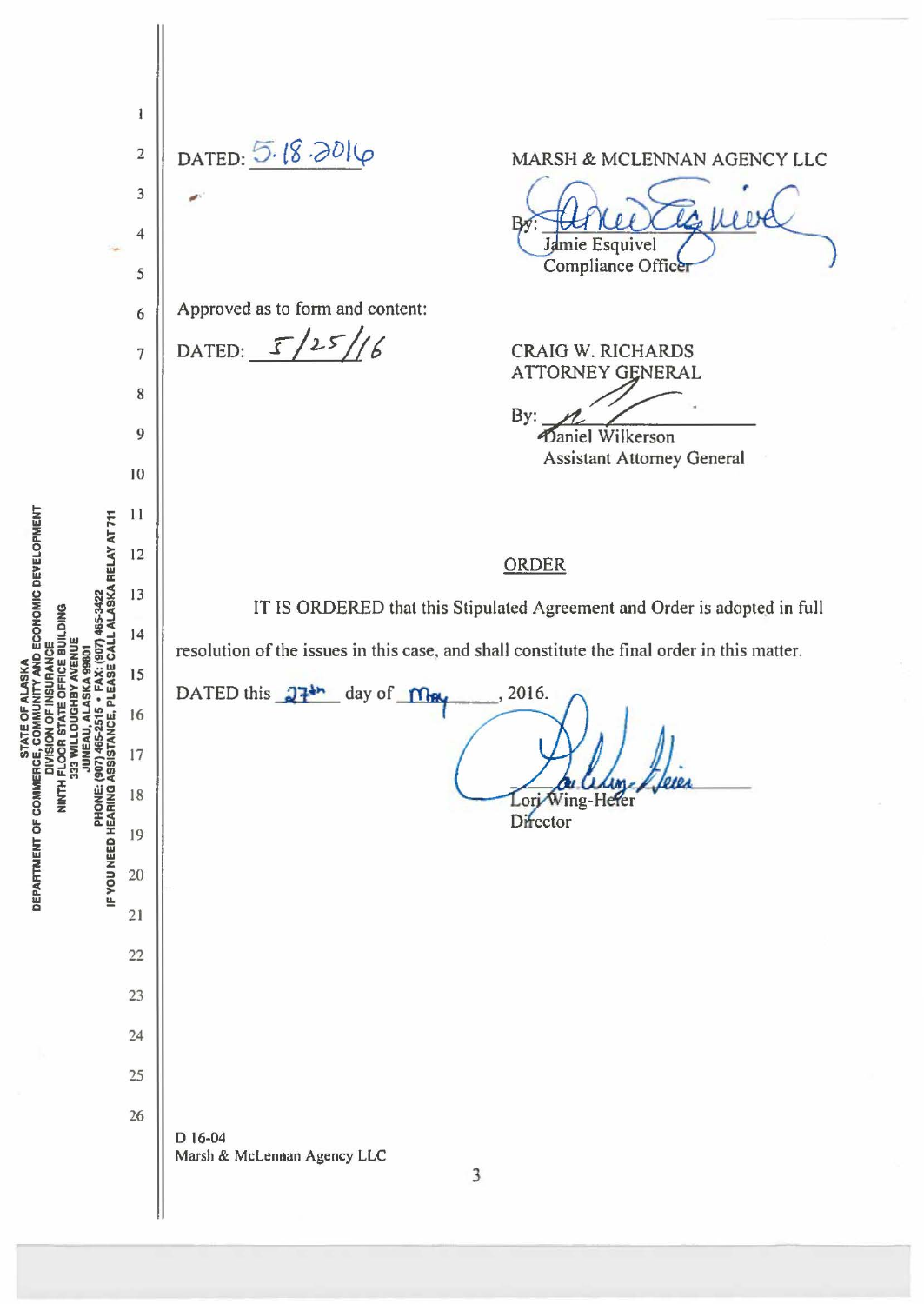DATED: 5.18.2016

MARSH & MCLENNAN AGENCY LLC

By: ______________________
Jamie Esquivel
Compliance Officer

Approved as to form and content:

DATED: 5/25/16

CRAIG W. RICHARDS
ATTORNEY GENERAL

By: ______________________
Daniel Wilkerson
Assistant Attorney General

## ORDER

IT IS ORDERED that this Stipulated Agreement and Order is adopted in full resolution of the issues in this case, and shall constitute the final order in this matter.

DATED this 27th day of May, 2016.

______________________
Lori Wing-Heier
Director

D 16-04
Marsh & McLennan Agency LLC